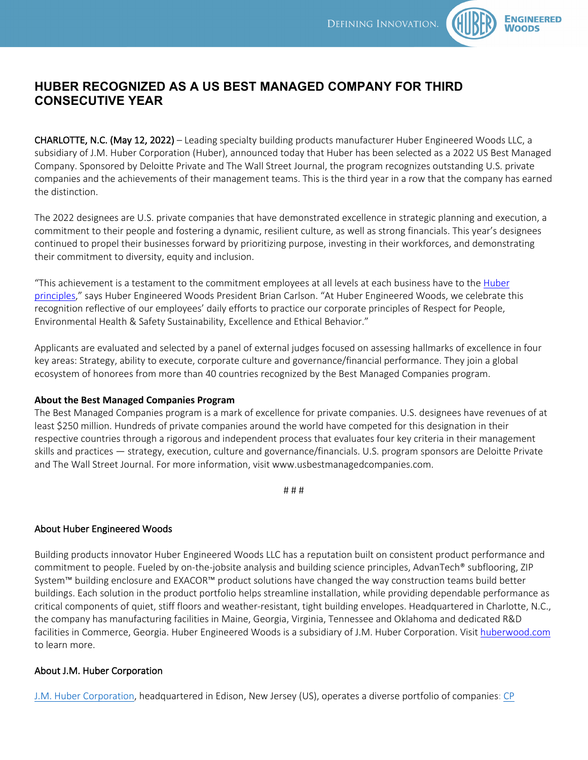# HUBER RECOGNIZED AS A US BEST MANAGED COMPANY FOR THIRD CONSECUTIVE YEAR

CHARLOTTE, N.C. (May 12, 2022) – Leading specialty building products manufacturer Huber Engineered Woods LLC, a subsidiary of J.M. Huber Corporation (Huber), announced today that Huber has been selected as a 2022 US Best Managed Company. Sponsored by Deloitte Private and The Wall Street Journal, the program recognizes outstanding U.S. private companies and the achievements of their management teams. This is the third year in a row that the company has earned the distinction.

The 2022 designees are U.S. private companies that have demonstrated excellence in strategic planning and execution, a commitment to their people and fostering a dynamic, resilient culture, as well as strong financials. This year's designees continued to propel their businesses forward by prioritizing purpose, investing in their workforces, and demonstrating their commitment to diversity, equity and inclusion.

"This achievement is a testament to the commitment employees at all levels at each business have to the Huber principles," says Huber Engineered Woods President Brian Carlson. "At Huber Engineered Woods, we celebrate this recognition reflective of our employees' daily efforts to practice our corporate principles of Respect for People, Environmental Health & Safety Sustainability, Excellence and Ethical Behavior."

Applicants are evaluated and selected by a panel of external judges focused on assessing hallmarks of excellence in four key areas: Strategy, ability to execute, corporate culture and governance/financial performance. They join a global ecosystem of honorees from more than 40 countries recognized by the Best Managed Companies program.

**About the Best Managed Companies Program**

The Best Managed Companies program is a mark of excellence for private companies. U.S. designees have revenues of at least $250 million. Hundreds of private companies around the world have competed for this designation in their respective countries through a rigorous and independent process that evaluates four key criteria in their management skills and practices — strategy, execution, culture and governance/financials. U.S. program sponsors are Deloitte Private and The Wall Street Journal. For more information, visit www.usbestmanagedcompanies.com.

# # #

**About Huber Engineered Woods**

Building products innovator Huber Engineered Woods LLC has a reputation built on consistent product performance and commitment to people. Fueled by on-the-jobsite analysis and building science principles, AdvanTech® subflooring, ZIP System™ building enclosure and EXACOR™ product solutions have changed the way construction teams build better buildings. Each solution in the product portfolio helps streamline installation, while providing dependable performance as critical components of quiet, stiff floors and weather-resistant, tight building envelopes. Headquartered in Charlotte, N.C., the company has manufacturing facilities in Maine, Georgia, Virginia, Tennessee and Oklahoma and dedicated R&D facilities in Commerce, Georgia. Huber Engineered Woods is a subsidiary of J.M. Huber Corporation. Visit huberwood.com to learn more.

**About J.M. Huber Corporation**

J.M. Huber Corporation, headquartered in Edison, New Jersey (US), operates a diverse portfolio of companies: CP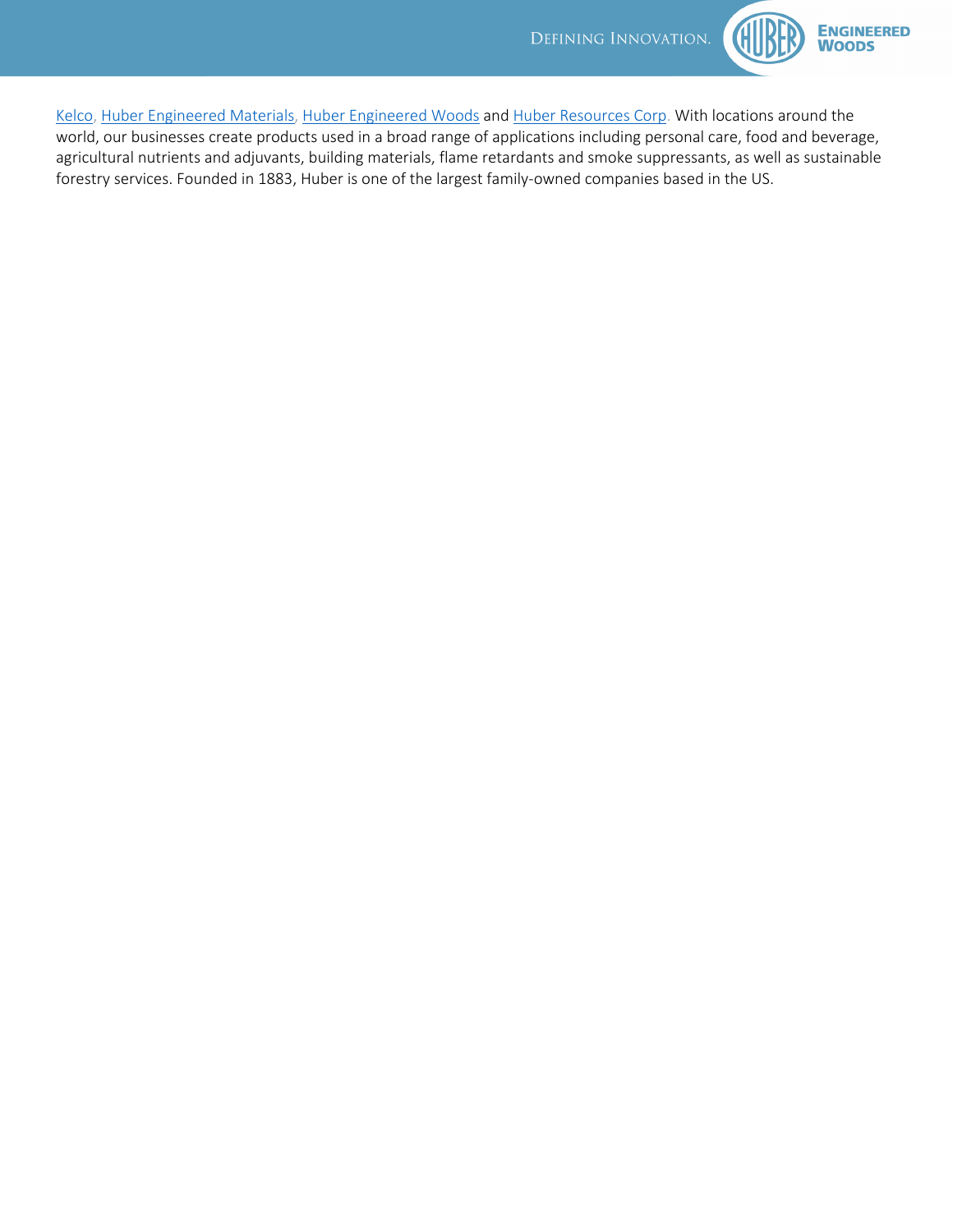Kelco, Huber Engineered Materials, Huber Engineered Woods and Huber Resources Corp. With locations around the world, our businesses create products used in a broad range of applications including personal care, food and beverage, agricultural nutrients and adjuvants, building materials, flame retardants and smoke suppressants, as well as sustainable forestry services. Founded in 1883, Huber is one of the largest family-owned companies based in the US.